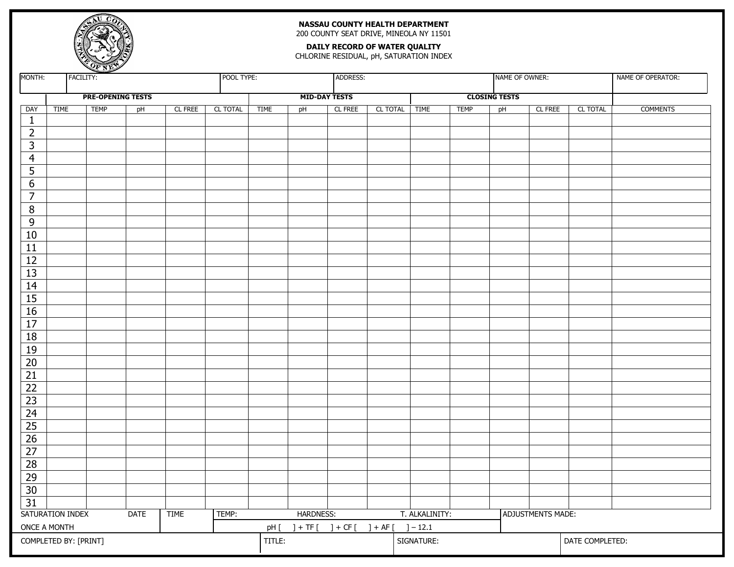**NASSAU COUNTY HEALTH DEPARTMENT**
200 COUNTY SEAT DRIVE, MINEOLA NY 11501

**DAILY RECORD OF WATER QUALITY**
CHLORINE RESIDUAL, pH, SATURATION INDEX

| MONTH: | FACILITY: | POOL TYPE: | ADDRESS: | NAME OF OWNER: | NAME OF OPERATOR: |
|---|---|---|---|---|---|
| | | | | | |

| | **PRE-OPENING TESTS** | | | | | **MID-DAY TESTS** | | | | **CLOSING TESTS** | | | | | |
|---|---|---|---|---|---|---|---|---|---|---|---|---|---|---|---|
| DAY | TIME | TEMP | pH | CL FREE | CL TOTAL | TIME | pH | CL FREE | CL TOTAL | TIME | TEMP | pH | CL FREE | CL TOTAL | COMMENTS |
| 1 | | | | | | | | | | | | | | | |
| 2 | | | | | | | | | | | | | | | |
| 3 | | | | | | | | | | | | | | | |
| 4 | | | | | | | | | | | | | | | |
| 5 | | | | | | | | | | | | | | | |
| 6 | | | | | | | | | | | | | | | |
| 7 | | | | | | | | | | | | | | | |
| 8 | | | | | | | | | | | | | | | |
| 9 | | | | | | | | | | | | | | | |
| 10 | | | | | | | | | | | | | | | |
| 11 | | | | | | | | | | | | | | | |
| 12 | | | | | | | | | | | | | | | |
| 13 | | | | | | | | | | | | | | | |
| 14 | | | | | | | | | | | | | | | |
| 15 | | | | | | | | | | | | | | | |
| 16 | | | | | | | | | | | | | | | |
| 17 | | | | | | | | | | | | | | | |
| 18 | | | | | | | | | | | | | | | |
| 19 | | | | | | | | | | | | | | | |
| 20 | | | | | | | | | | | | | | | |
| 21 | | | | | | | | | | | | | | | |
| 22 | | | | | | | | | | | | | | | |
| 23 | | | | | | | | | | | | | | | |
| 24 | | | | | | | | | | | | | | | |
| 25 | | | | | | | | | | | | | | | |
| 26 | | | | | | | | | | | | | | | |
| 27 | | | | | | | | | | | | | | | |
| 28 | | | | | | | | | | | | | | | |
| 29 | | | | | | | | | | | | | | | |
| 30 | | | | | | | | | | | | | | | |
| 31 | | | | | | | | | | | | | | | |

| SATURATION INDEX ONCE A MONTH | DATE | TIME | TEMP: | HARDNESS: | T. ALKALINITY: | ADJUSTMENTS MADE: |
|---|---|---|---|---|---|---|
| | | | pH [ ] + TF [ ] + CF [ ] + AF [ ] – 12.1 | | | |

| COMPLETED BY: [PRINT] | TITLE: | SIGNATURE: | DATE COMPLETED: |
|---|---|---|---|
| | | | |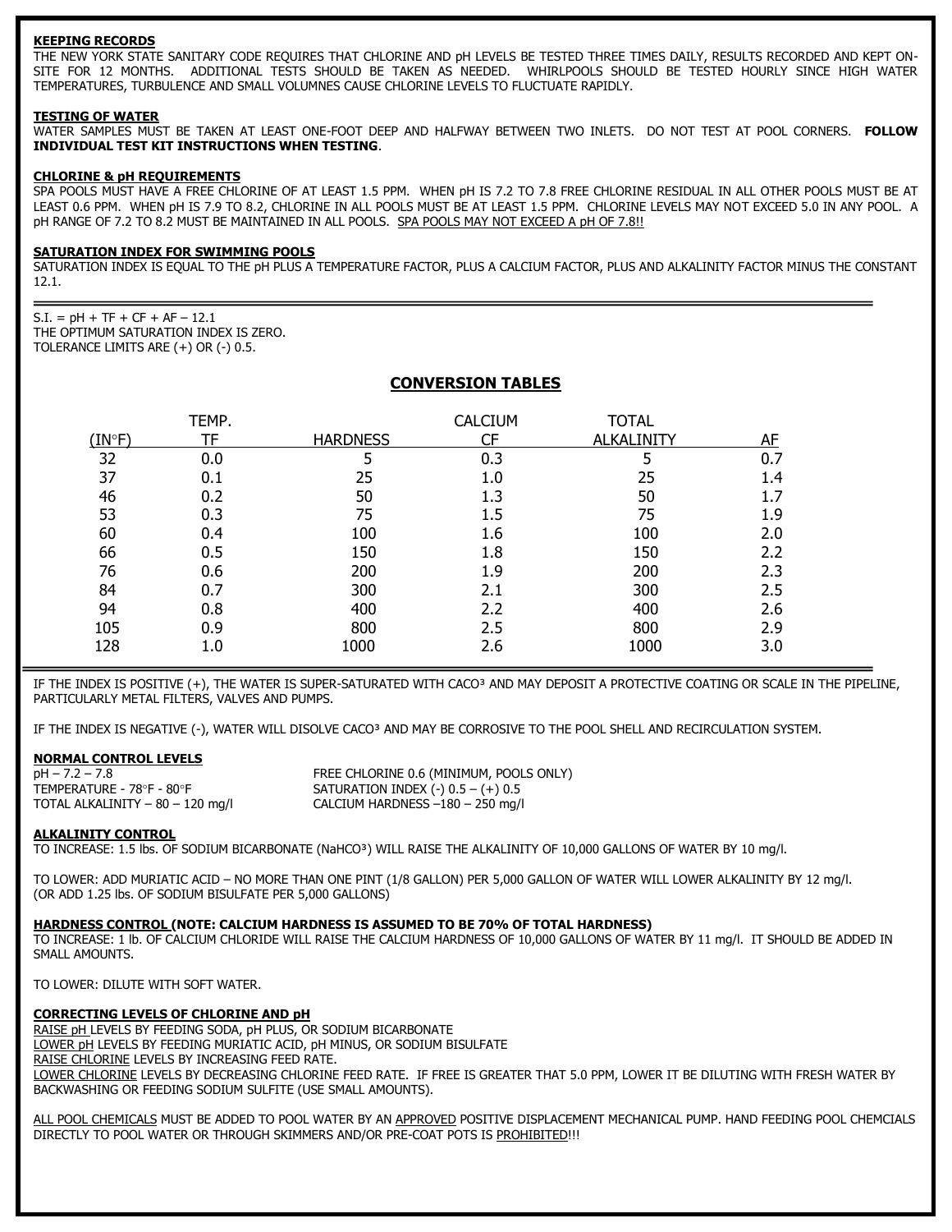**KEEPING RECORDS**

THE NEW YORK STATE SANITARY CODE REQUIRES THAT CHLORINE AND pH LEVELS BE TESTED THREE TIMES DAILY, RESULTS RECORDED AND KEPT ON-SITE FOR 12 MONTHS. ADDITIONAL TESTS SHOULD BE TAKEN AS NEEDED. WHIRLPOOLS SHOULD BE TESTED HOURLY SINCE HIGH WATER TEMPERATURES, TURBULENCE AND SMALL VOLUMNES CAUSE CHLORINE LEVELS TO FLUCTUATE RAPIDLY.

**TESTING OF WATER**

WATER SAMPLES MUST BE TAKEN AT LEAST ONE-FOOT DEEP AND HALFWAY BETWEEN TWO INLETS. DO NOT TEST AT POOL CORNERS. **FOLLOW INDIVIDUAL TEST KIT INSTRUCTIONS WHEN TESTING**.

**CHLORINE & pH REQUIREMENTS**

SPA POOLS MUST HAVE A FREE CHLORINE OF AT LEAST 1.5 PPM. WHEN pH IS 7.2 TO 7.8 FREE CHLORINE RESIDUAL IN ALL OTHER POOLS MUST BE AT LEAST 0.6 PPM. WHEN pH IS 7.9 TO 8.2, CHLORINE IN ALL POOLS MUST BE AT LEAST 1.5 PPM. CHLORINE LEVELS MAY NOT EXCEED 5.0 IN ANY POOL. A pH RANGE OF 7.2 TO 8.2 MUST BE MAINTAINED IN ALL POOLS. SPA POOLS MAY NOT EXCEED A pH OF 7.8!!

**SATURATION INDEX FOR SWIMMING POOLS**

SATURATION INDEX IS EQUAL TO THE pH PLUS A TEMPERATURE FACTOR, PLUS A CALCIUM FACTOR, PLUS AND ALKALINITY FACTOR MINUS THE CONSTANT 12.1.

$S.I. = pH + TF + CF + AF - 12.1$
THE OPTIMUM SATURATION INDEX IS ZERO.
TOLERANCE LIMITS ARE (+) OR (-) 0.5.

## CONVERSION TABLES

| (IN°F) | TEMP. TF | HARDNESS | CALCIUM CF | TOTAL ALKALINITY | AF |
|---|---|---|---|---|---|
| 32 | 0.0 | 5 | 0.3 | 5 | 0.7 |
| 37 | 0.1 | 25 | 1.0 | 25 | 1.4 |
| 46 | 0.2 | 50 | 1.3 | 50 | 1.7 |
| 53 | 0.3 | 75 | 1.5 | 75 | 1.9 |
| 60 | 0.4 | 100 | 1.6 | 100 | 2.0 |
| 66 | 0.5 | 150 | 1.8 | 150 | 2.2 |
| 76 | 0.6 | 200 | 1.9 | 200 | 2.3 |
| 84 | 0.7 | 300 | 2.1 | 300 | 2.5 |
| 94 | 0.8 | 400 | 2.2 | 400 | 2.6 |
| 105 | 0.9 | 800 | 2.5 | 800 | 2.9 |
| 128 | 1.0 | 1000 | 2.6 | 1000 | 3.0 |

IF THE INDEX IS POSITIVE (+), THE WATER IS SUPER-SATURATED WITH $CACO^3$ AND MAY DEPOSIT A PROTECTIVE COATING OR SCALE IN THE PIPELINE, PARTICULARLY METAL FILTERS, VALVES AND PUMPS.

IF THE INDEX IS NEGATIVE (-), WATER WILL DISOLVE $CACO^3$ AND MAY BE CORROSIVE TO THE POOL SHELL AND RECIRCULATION SYSTEM.

**NORMAL CONTROL LEVELS**

pH – 7.2 – 7.8
TEMPERATURE - 78°F - 80°F
TOTAL ALKALINITY – 80 – 120 mg/l
FREE CHLORINE 0.6 (MINIMUM, POOLS ONLY)
SATURATION INDEX (-) 0.5 – (+) 0.5
CALCIUM HARDNESS –180 – 250 mg/l

**ALKALINITY CONTROL**

TO INCREASE: 1.5 lbs. OF SODIUM BICARBONATE ($NaHCO^3$) WILL RAISE THE ALKALINITY OF 10,000 GALLONS OF WATER BY 10 mg/l.

TO LOWER: ADD MURIATIC ACID – NO MORE THAN ONE PINT (1/8 GALLON) PER 5,000 GALLON OF WATER WILL LOWER ALKALINITY BY 12 mg/l. (OR ADD 1.25 lbs. OF SODIUM BISULFATE PER 5,000 GALLONS)

**HARDNESS CONTROL (NOTE: CALCIUM HARDNESS IS ASSUMED TO BE 70% OF TOTAL HARDNESS)**

TO INCREASE: 1 lb. OF CALCIUM CHLORIDE WILL RAISE THE CALCIUM HARDNESS OF 10,000 GALLONS OF WATER BY 11 mg/l. IT SHOULD BE ADDED IN SMALL AMOUNTS.

TO LOWER: DILUTE WITH SOFT WATER.

**CORRECTING LEVELS OF CHLORINE AND pH**

RAISE pH LEVELS BY FEEDING SODA, pH PLUS, OR SODIUM BICARBONATE
LOWER pH LEVELS BY FEEDING MURIATIC ACID, pH MINUS, OR SODIUM BISULFATE
RAISE CHLORINE LEVELS BY INCREASING FEED RATE.
LOWER CHLORINE LEVELS BY DECREASING CHLORINE FEED RATE. IF FREE IS GREATER THAT 5.0 PPM, LOWER IT BE DILUTING WITH FRESH WATER BY BACKWASHING OR FEEDING SODIUM SULFITE (USE SMALL AMOUNTS).

ALL POOL CHEMICALS MUST BE ADDED TO POOL WATER BY AN APPROVED POSITIVE DISPLACEMENT MECHANICAL PUMP. HAND FEEDING POOL CHEMCIALS DIRECTLY TO POOL WATER OR THROUGH SKIMMERS AND/OR PRE-COAT POTS IS PROHIBITED!!!